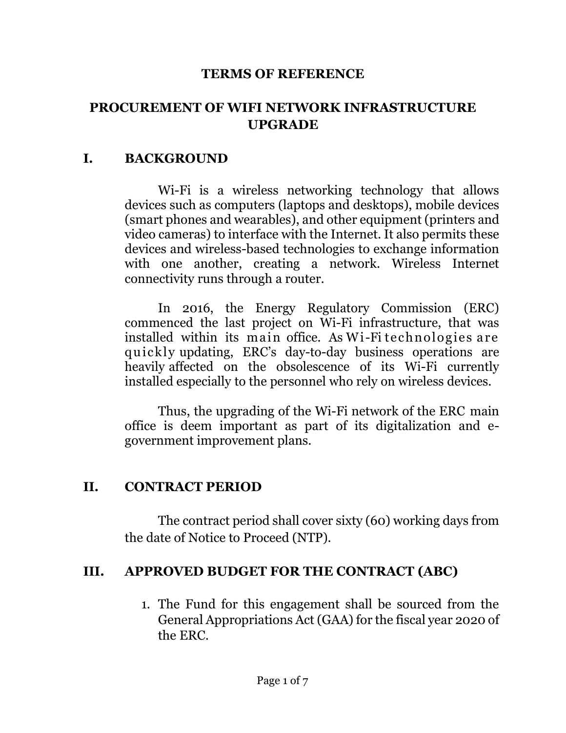# TERMS OF REFERENCE

# PROCUREMENT OF WIFI NETWORK INFRASTRUCTURE UPGRADE

## I. BACKGROUND

Wi-Fi is a wireless networking technology that allows devices such as computers (laptops and desktops), mobile devices (smart phones and wearables), and other equipment (printers and video cameras) to interface with the Internet. It also permits these devices and wireless-based technologies to exchange information with one another, creating a network. Wireless Internet connectivity runs through a router.

In 2016, the Energy Regulatory Commission (ERC) commenced the last project on Wi-Fi infrastructure, that was installed within its main office. As Wi-Fi technologies are quickly updating, ERC's day-to-day business operations are heavily affected on the obsolescence of its Wi-Fi currently installed especially to the personnel who rely on wireless devices.

Thus, the upgrading of the Wi-Fi network of the ERC main office is deem important as part of its digitalization and e-government improvement plans.

## II. CONTRACT PERIOD

The contract period shall cover sixty (60) working days from the date of Notice to Proceed (NTP).

## III. APPROVED BUDGET FOR THE CONTRACT (ABC)

1. The Fund for this engagement shall be sourced from the General Appropriations Act (GAA) for the fiscal year 2020 of the ERC.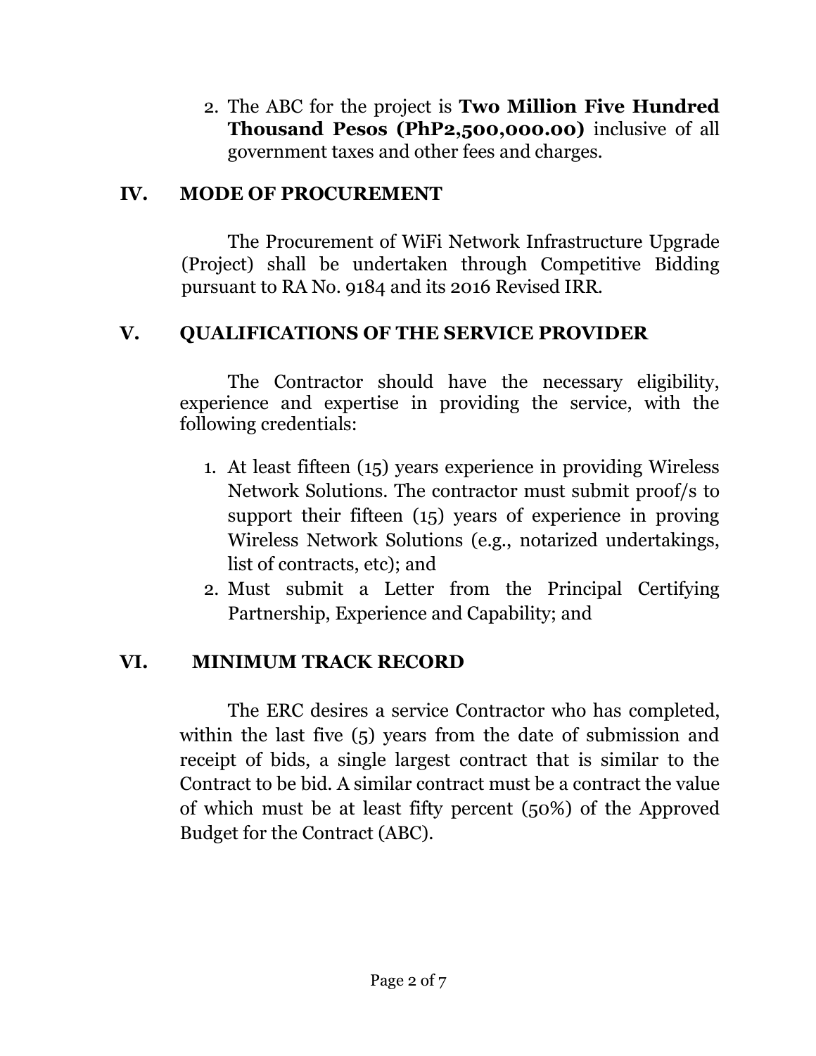2. The ABC for the project is **Two Million Five Hundred Thousand Pesos (PhP2,500,000.00)** inclusive of all government taxes and other fees and charges.

## IV. MODE OF PROCUREMENT

The Procurement of WiFi Network Infrastructure Upgrade (Project) shall be undertaken through Competitive Bidding pursuant to RA No. 9184 and its 2016 Revised IRR.

## V. QUALIFICATIONS OF THE SERVICE PROVIDER

The Contractor should have the necessary eligibility, experience and expertise in providing the service, with the following credentials:

1. At least fifteen (15) years experience in providing Wireless Network Solutions. The contractor must submit proof/s to support their fifteen (15) years of experience in proving Wireless Network Solutions (e.g., notarized undertakings, list of contracts, etc); and
2. Must submit a Letter from the Principal Certifying Partnership, Experience and Capability; and

## VI. MINIMUM TRACK RECORD

The ERC desires a service Contractor who has completed, within the last five (5) years from the date of submission and receipt of bids, a single largest contract that is similar to the Contract to be bid. A similar contract must be a contract the value of which must be at least fifty percent (50%) of the Approved Budget for the Contract (ABC).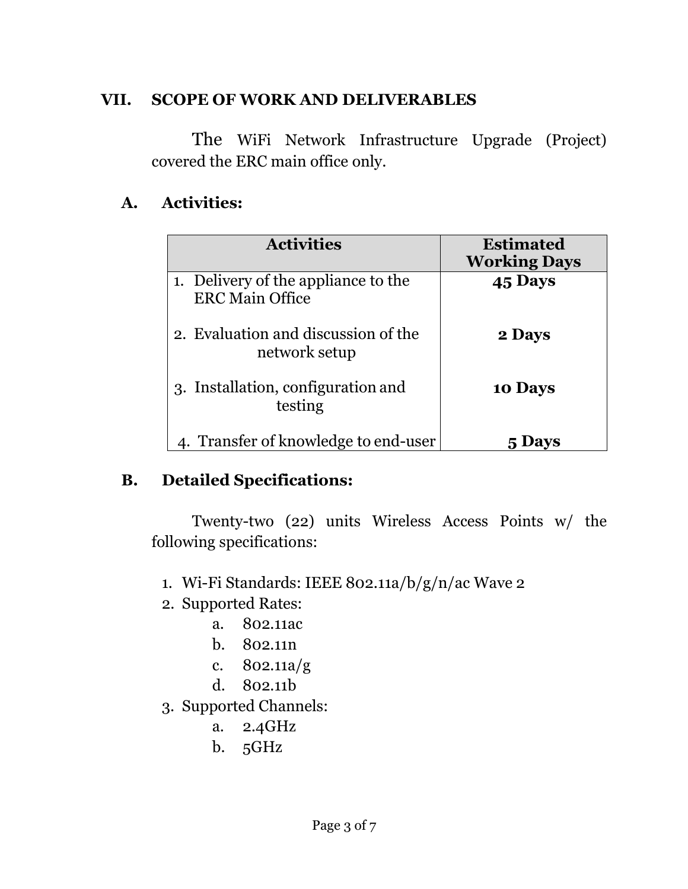## VII. SCOPE OF WORK AND DELIVERABLES

The WiFi Network Infrastructure Upgrade (Project) covered the ERC main office only.

### A. Activities:

| Activities | Estimated Working Days |
| --- | --- |
| 1. Delivery of the appliance to the ERC Main Office | **45 Days** |
| 2. Evaluation and discussion of the network setup | **2 Days** |
| 3. Installation, configuration and testing | **10 Days** |
| 4. Transfer of knowledge to end-user | **5 Days** |

### B. Detailed Specifications:

Twenty-two (22) units Wireless Access Points w/ the following specifications:

1. Wi-Fi Standards: IEEE 802.11a/b/g/n/ac Wave 2
2. Supported Rates:
   a. 802.11ac
   b. 802.11n
   c. 802.11a/g
   d. 802.11b
3. Supported Channels:
   a. 2.4GHz
   b. 5GHz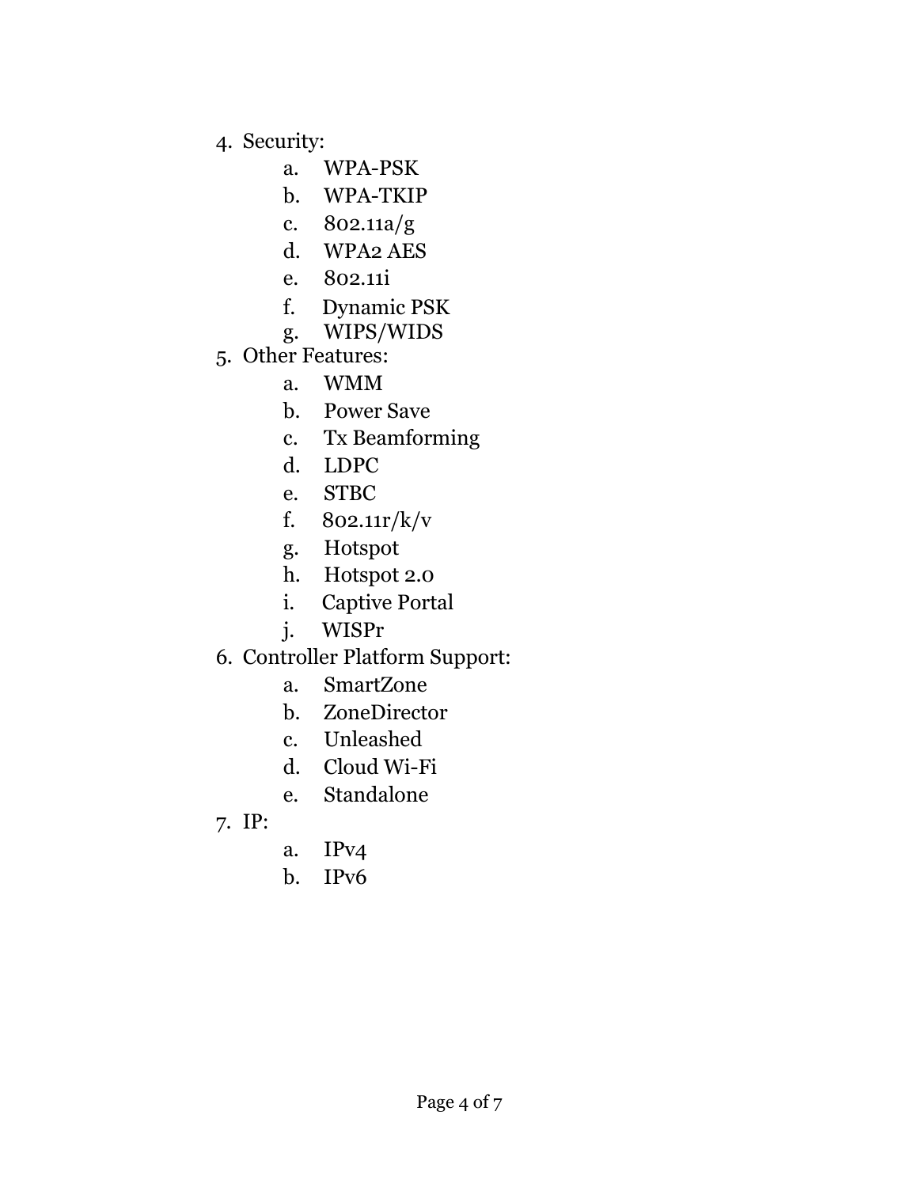4. Security:
    a. WPA-PSK
    b. WPA-TKIP
    c. 802.11a/g
    d. WPA2 AES
    e. 802.11i
    f. Dynamic PSK
    g. WIPS/WIDS
5. Other Features:
    a. WMM
    b. Power Save
    c. Tx Beamforming
    d. LDPC
    e. STBC
    f. 802.11r/k/v
    g. Hotspot
    h. Hotspot 2.0
    i. Captive Portal
    j. WISPr
6. Controller Platform Support:
    a. SmartZone
    b. ZoneDirector
    c. Unleashed
    d. Cloud Wi-Fi
    e. Standalone
7. IP:
    a. IPv4
    b. IPv6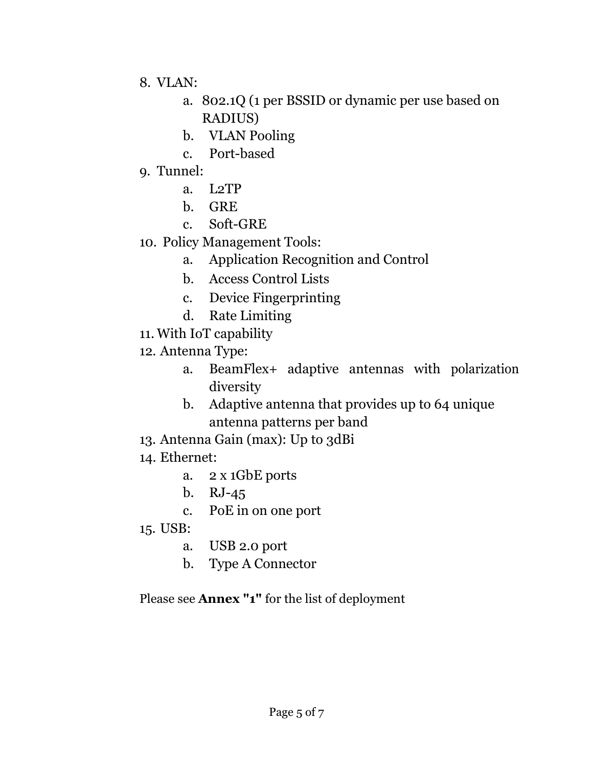8. VLAN:
    a. 802.1Q (1 per BSSID or dynamic per use based on RADIUS)
    b. VLAN Pooling
    c. Port-based
9. Tunnel:
    a. L2TP
    b. GRE
    c. Soft-GRE
10. Policy Management Tools:
    a. Application Recognition and Control
    b. Access Control Lists
    c. Device Fingerprinting
    d. Rate Limiting
11. With IoT capability
12. Antenna Type:
    a. BeamFlex+ adaptive antennas with polarization diversity
    b. Adaptive antenna that provides up to 64 unique antenna patterns per band
13. Antenna Gain (max): Up to 3dBi
14. Ethernet:
    a. 2 x 1GbE ports
    b. RJ-45
    c. PoE in on one port
15. USB:
    a. USB 2.0 port
    b. Type A Connector

Please see **Annex "1"** for the list of deployment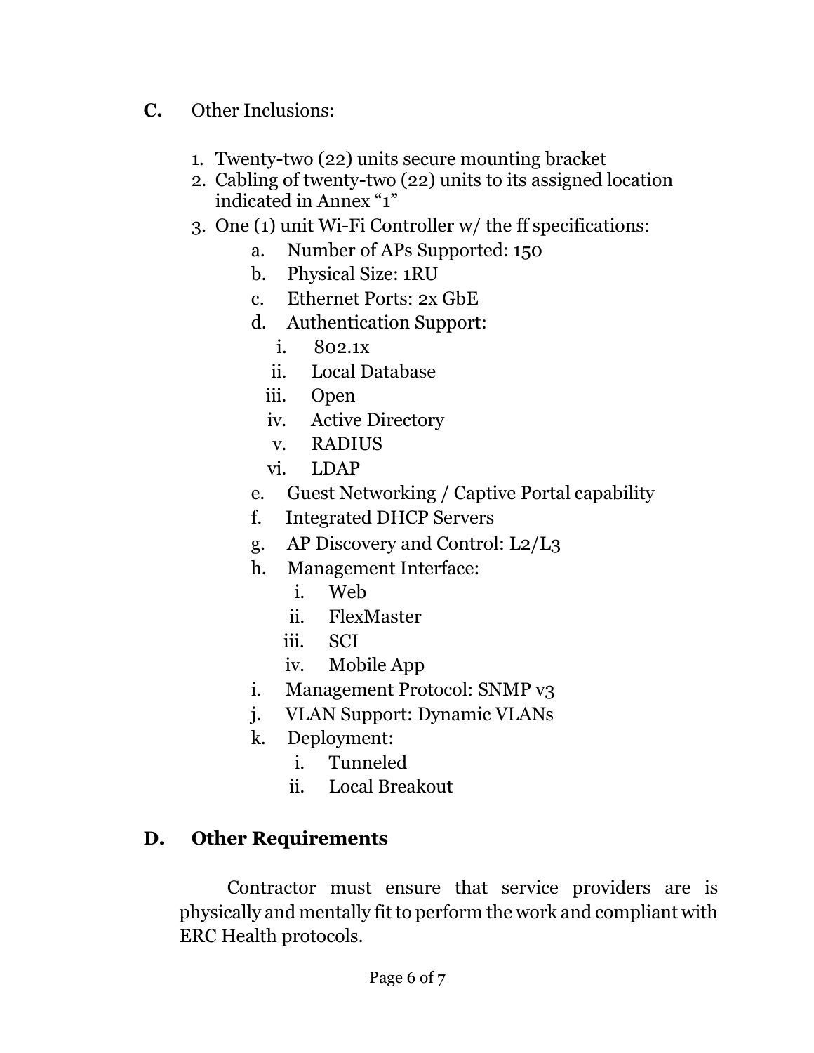**C.** Other Inclusions:

1. Twenty-two (22) units secure mounting bracket
2. Cabling of twenty-two (22) units to its assigned location indicated in Annex "1"
3. One (1) unit Wi-Fi Controller w/ the ff specifications:
    a. Number of APs Supported: 150
    b. Physical Size: 1RU
    c. Ethernet Ports: 2x GbE
    d. Authentication Support:
        i. 802.1x
        ii. Local Database
        iii. Open
        iv. Active Directory
        v. RADIUS
        vi. LDAP
    e. Guest Networking / Captive Portal capability
    f. Integrated DHCP Servers
    g. AP Discovery and Control: L2/L3
    h. Management Interface:
        i. Web
        ii. FlexMaster
        iii. SCI
        iv. Mobile App
    i. Management Protocol: SNMP v3
    j. VLAN Support: Dynamic VLANs
    k. Deployment:
        i. Tunneled
        ii. Local Breakout

**D. Other Requirements**

Contractor must ensure that service providers are is physically and mentally fit to perform the work and compliant with ERC Health protocols.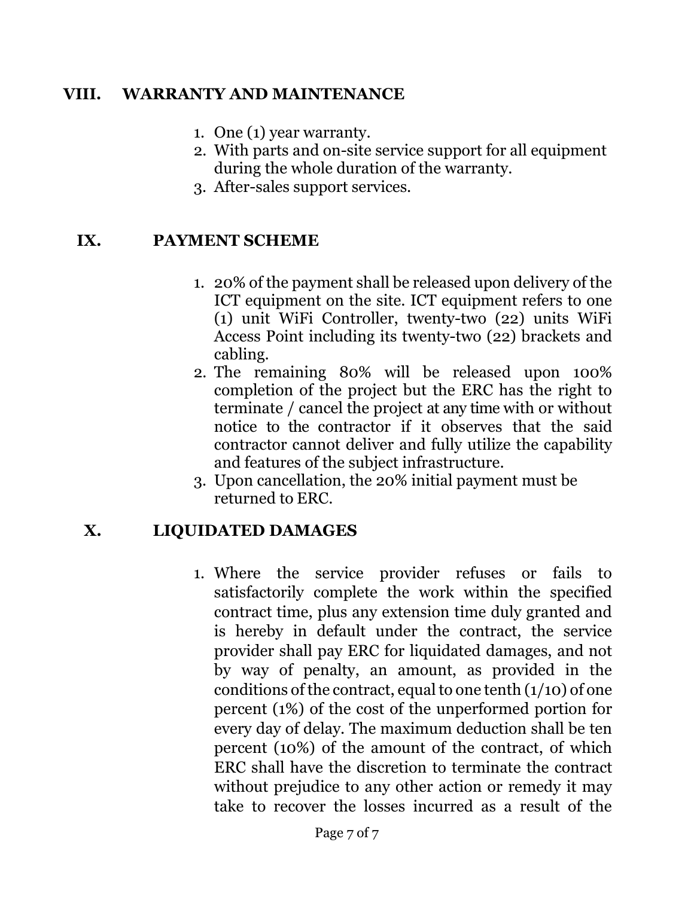## VIII. WARRANTY AND MAINTENANCE

1. One (1) year warranty.
2. With parts and on-site service support for all equipment during the whole duration of the warranty.
3. After-sales support services.

## IX. PAYMENT SCHEME

1. 20% of the payment shall be released upon delivery of the ICT equipment on the site. ICT equipment refers to one (1) unit WiFi Controller, twenty-two (22) units WiFi Access Point including its twenty-two (22) brackets and cabling.
2. The remaining 80% will be released upon 100% completion of the project but the ERC has the right to terminate / cancel the project at any time with or without notice to the contractor if it observes that the said contractor cannot deliver and fully utilize the capability and features of the subject infrastructure.
3. Upon cancellation, the 20% initial payment must be returned to ERC.

## X. LIQUIDATED DAMAGES

1. Where the service provider refuses or fails to satisfactorily complete the work within the specified contract time, plus any extension time duly granted and is hereby in default under the contract, the service provider shall pay ERC for liquidated damages, and not by way of penalty, an amount, as provided in the conditions of the contract, equal to one tenth (1/10) of one percent (1%) of the cost of the unperformed portion for every day of delay. The maximum deduction shall be ten percent (10%) of the amount of the contract, of which ERC shall have the discretion to terminate the contract without prejudice to any other action or remedy it may take to recover the losses incurred as a result of the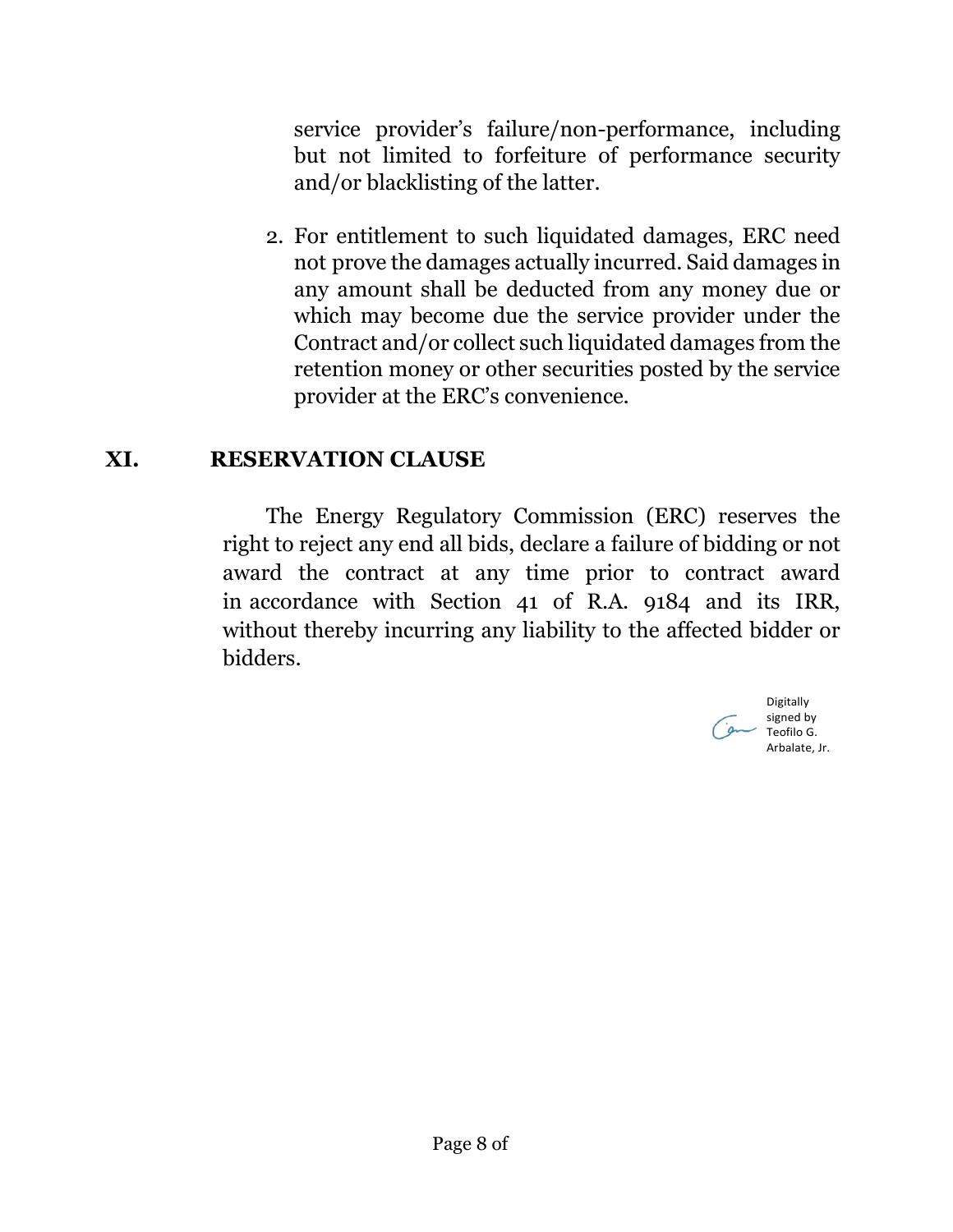service provider's failure/non-performance, including but not limited to forfeiture of performance security and/or blacklisting of the latter.

2. For entitlement to such liquidated damages, ERC need not prove the damages actually incurred. Said damages in any amount shall be deducted from any money due or which may become due the service provider under the Contract and/or collect such liquidated damages from the retention money or other securities posted by the service provider at the ERC's convenience.

## XI. RESERVATION CLAUSE

The Energy Regulatory Commission (ERC) reserves the right to reject any end all bids, declare a failure of bidding or not award the contract at any time prior to contract award in accordance with Section 41 of R.A. 9184 and its IRR, without thereby incurring any liability to the affected bidder or bidders.

Digitally signed by Teofilo G. Arbalate, Jr.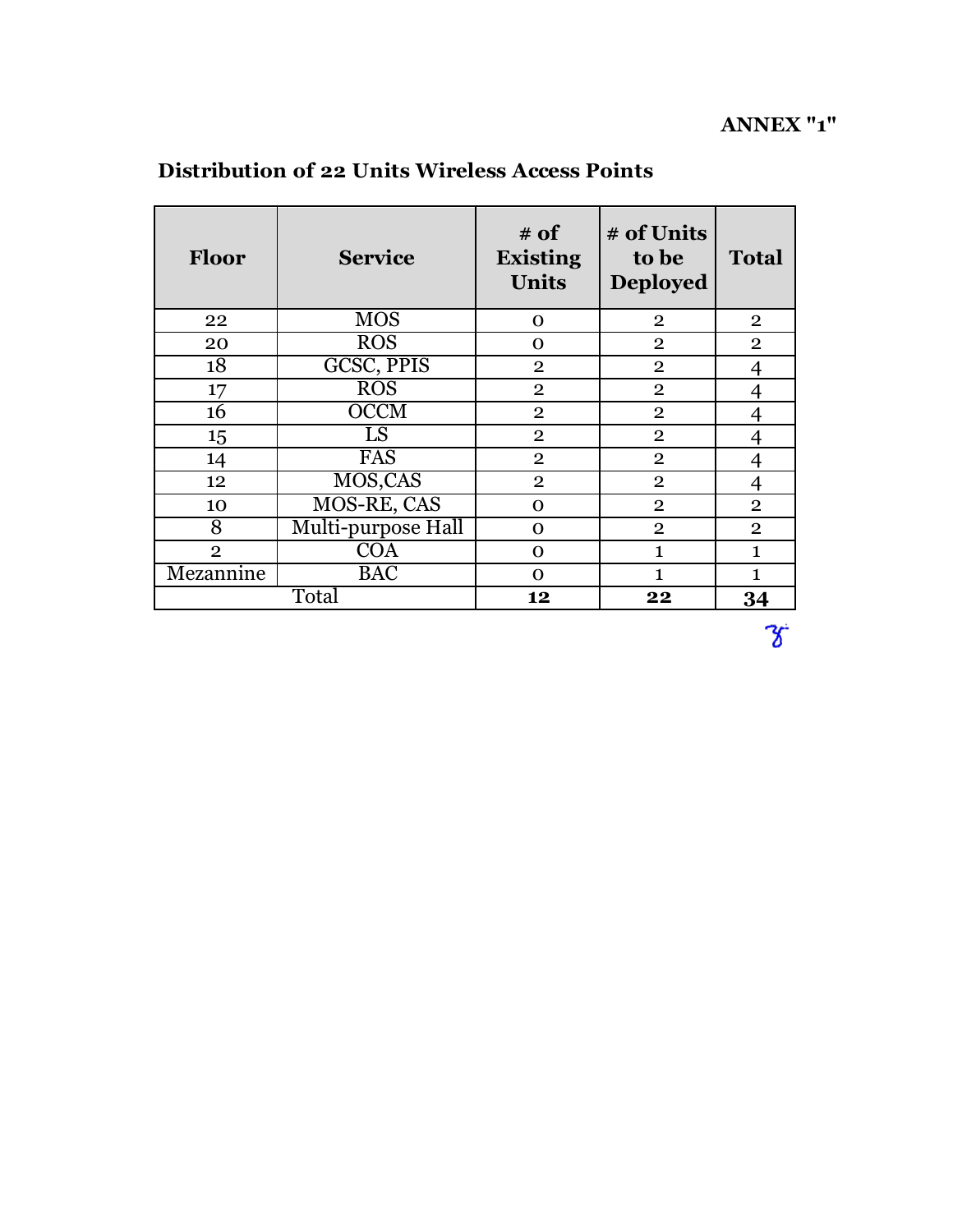**ANNEX "1"**

## Distribution of 22 Units Wireless Access Points

| Floor | Service | # of Existing Units | # of Units to be Deployed | Total |
|---|---|---|---|---|
| 22 | MOS | 0 | 2 | 2 |
| 20 | ROS | 0 | 2 | 2 |
| 18 | GCSC, PPIS | 2 | 2 | 4 |
| 17 | ROS | 2 | 2 | 4 |
| 16 | OCCM | 2 | 2 | 4 |
| 15 | LS | 2 | 2 | 4 |
| 14 | FAS | 2 | 2 | 4 |
| 12 | MOS,CAS | 2 | 2 | 4 |
| 10 | MOS-RE, CAS | 0 | 2 | 2 |
| 8 | Multi-purpose Hall | 0 | 2 | 2 |
| 2 | COA | 0 | 1 | 1 |
| Mezannine | BAC | 0 | 1 | 1 |
| Total | | **12** | **22** | **34** |